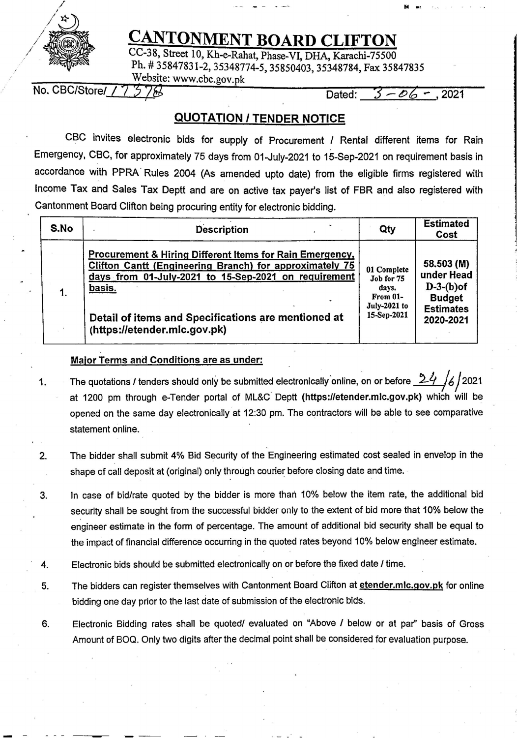# CANTONMENT BOARD CLIFTON

CC-38, Street 10, Kh-e-Rahat, Phase-VI, DHA, Karachi-75500
Ph. # 35847831-2, 35348774-5, 35850403, 35348784, Fax 35847835
Website: www.cbc.gov.pk

No. CBC/Store/17378 Dated: 3-06-, 2021

## QUOTATION / TENDER NOTICE

CBC invites electronic bids for supply of Procurement / Rental different items for Rain Emergency, CBC, for approximately 75 days from 01-July-2021 to 15-Sep-2021 on requirement basis in accordance with PPRA Rules 2004 (As amended upto date) from the eligible firms registered with Income Tax and Sales Tax Deptt and are on active tax payer's list of FBR and also registered with Cantonment Board Clifton being procuring entity for electronic bidding.

| S.No | Description | Qty | Estimated Cost |
|---|---|---|---|
| 1. | **Procurement & Hiring Different Items for Rain Emergency, Clifton Cantt (Engineering Branch) for approximately 75 days from 01-July-2021 to 15-Sep-2021 on requirement basis.**<br><br>**Detail of items and Specifications are mentioned at (https://etender.mlc.gov.pk)** | 01 Complete Job for 75 days. From 01-July-2021 to 15-Sep-2021 | 58.503 (M) under Head D-3-(b)of Budget Estimates 2020-2021 |

**Major Terms and Conditions are as under:**

1. The quotations / tenders should only be submitted electronically online, on or before 24/6/2021 at 1200 pm through e-Tender portal of ML&C Deptt **(https://etender.mlc.gov.pk)** which will be opened on the same day electronically at 12:30 pm. The contractors will be able to see comparative statement online.
2. The bidder shall submit 4% Bid Security of the Engineering estimated cost sealed in envelop in the shape of call deposit at (original) only through courier before closing date and time.
3. In case of bid/rate quoted by the bidder is more than 10% below the item rate, the additional bid security shall be sought from the successful bidder only to the extent of bid more that 10% below the engineer estimate in the form of percentage. The amount of additional bid security shall be equal to the impact of financial difference occurring in the quoted rates beyond 10% below engineer estimate.
4. Electronic bids should be submitted electronically on or before the fixed date / time.
5. The bidders can register themselves with Cantonment Board Clifton at etender.mlc.gov.pk for online bidding one day prior to the last date of submission of the electronic bids.
6. Electronic Bidding rates shall be quoted/ evaluated on "Above / below or at par" basis of Gross Amount of BOQ. Only two digits after the decimal point shall be considered for evaluation purpose.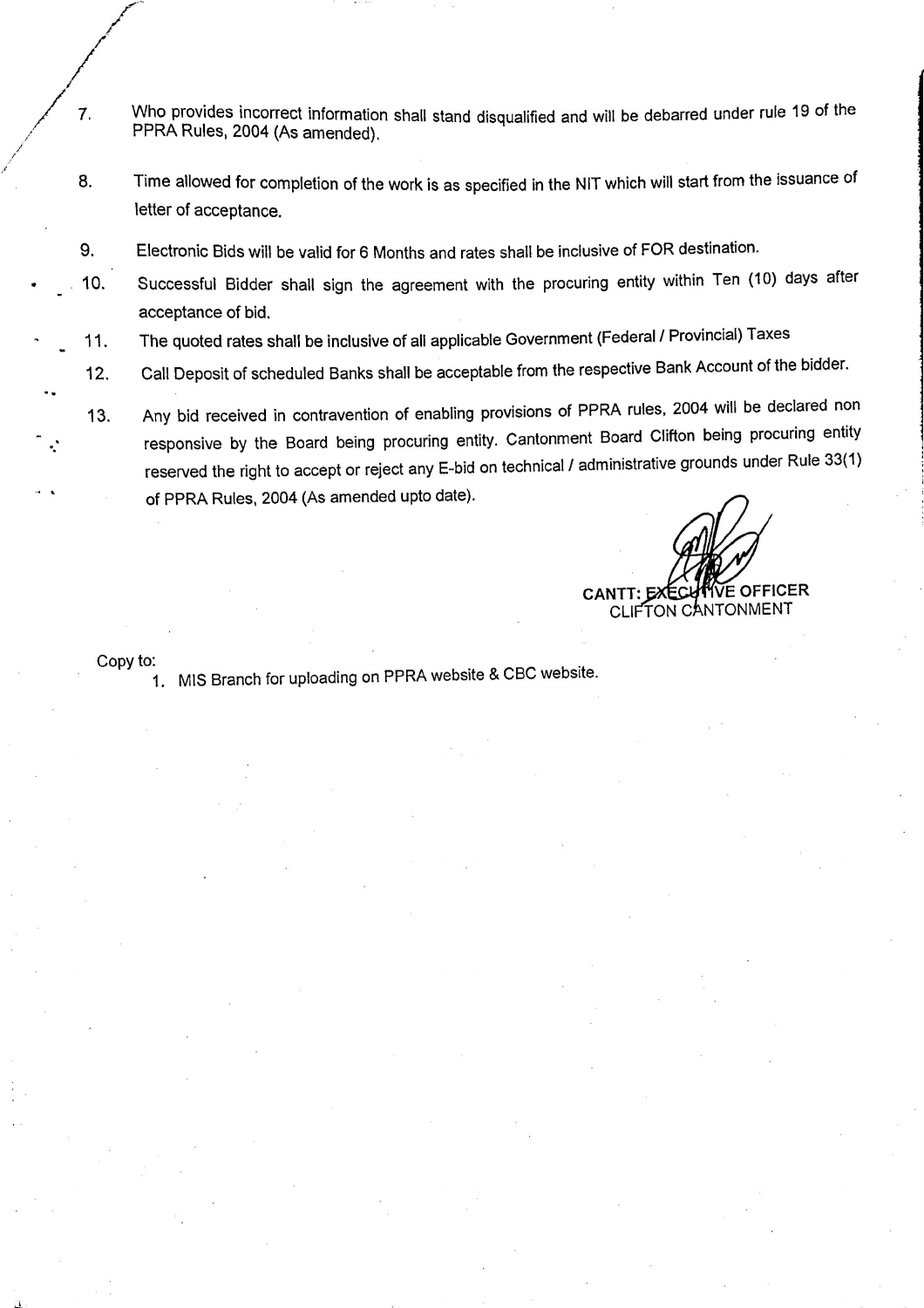7. Who provides incorrect information shall stand disqualified and will be debarred under rule 19 of the PPRA Rules, 2004 (As amended).

8. Time allowed for completion of the work is as specified in the NIT which will start from the issuance of letter of acceptance.

9. Electronic Bids will be valid for 6 Months and rates shall be inclusive of FOR destination.

10. Successful Bidder shall sign the agreement with the procuring entity within Ten (10) days after acceptance of bid.

11. The quoted rates shall be inclusive of all applicable Government (Federal / Provincial) Taxes

12. Call Deposit of scheduled Banks shall be acceptable from the respective Bank Account of the bidder.

13. Any bid received in contravention of enabling provisions of PPRA rules, 2004 will be declared non responsive by the Board being procuring entity. Cantonment Board Clifton being procuring entity reserved the right to accept or reject any E-bid on technical / administrative grounds under Rule 33(1) of PPRA Rules, 2004 (As amended upto date).

**CANTT: EXECUTIVE OFFICER**
CLIFTON CANTONMENT

Copy to:

1. MIS Branch for uploading on PPRA website & CBC website.